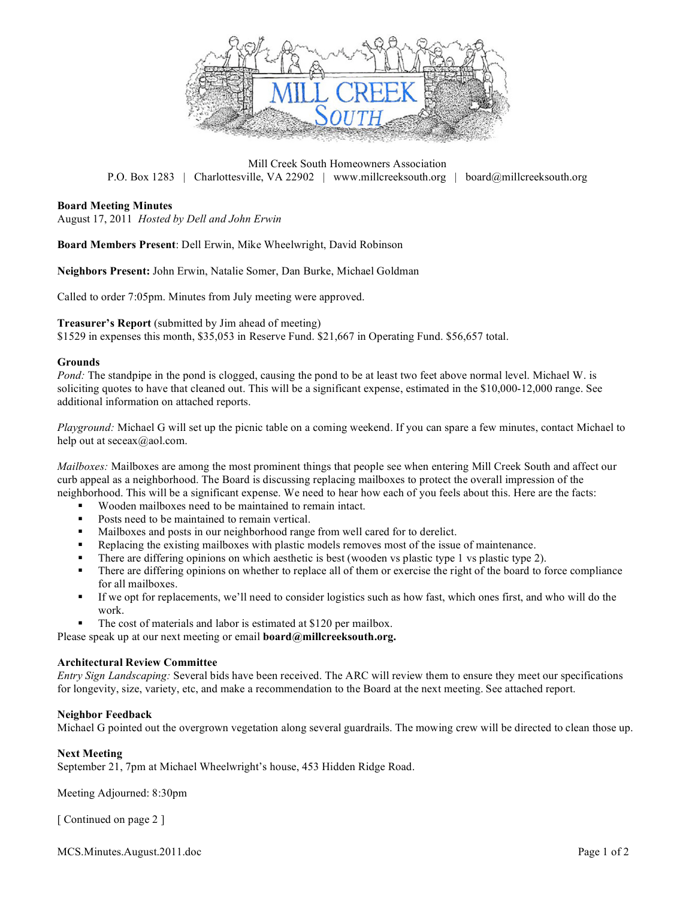Mill Creek South Homeowners Association
P.O. Box 1283 | Charlottesville, VA 22902 | www.millcreeksouth.org | board@millcreeksouth.org

**Board Meeting Minutes**
August 17, 2011 *Hosted by Dell and John Erwin*

**Board Members Present**: Dell Erwin, Mike Wheelwright, David Robinson

**Neighbors Present:** John Erwin, Natalie Somer, Dan Burke, Michael Goldman

Called to order 7:05pm. Minutes from July meeting were approved.

**Treasurer's Report** (submitted by Jim ahead of meeting)
$1529 in expenses this month, $35,053 in Reserve Fund. $21,667 in Operating Fund. $56,657 total.

**Grounds**

*Pond:* The standpipe in the pond is clogged, causing the pond to be at least two feet above normal level. Michael W. is soliciting quotes to have that cleaned out. This will be a significant expense, estimated in the $10,000-12,000 range. See additional information on attached reports.

*Playground:* Michael G will set up the picnic table on a coming weekend. If you can spare a few minutes, contact Michael to help out at seceax@aol.com.

*Mailboxes:* Mailboxes are among the most prominent things that people see when entering Mill Creek South and affect our curb appeal as a neighborhood. The Board is discussing replacing mailboxes to protect the overall impression of the neighborhood. This will be a significant expense. We need to hear how each of you feels about this. Here are the facts:

- Wooden mailboxes need to be maintained to remain intact.
- Posts need to be maintained to remain vertical.
- Mailboxes and posts in our neighborhood range from well cared for to derelict.
- Replacing the existing mailboxes with plastic models removes most of the issue of maintenance.
- There are differing opinions on which aesthetic is best (wooden vs plastic type 1 vs plastic type 2).
- There are differing opinions on whether to replace all of them or exercise the right of the board to force compliance for all mailboxes.
- If we opt for replacements, we'll need to consider logistics such as how fast, which ones first, and who will do the work.
- The cost of materials and labor is estimated at $120 per mailbox.

Please speak up at our next meeting or email **board@millcreeksouth.org.**

**Architectural Review Committee**

*Entry Sign Landscaping:* Several bids have been received. The ARC will review them to ensure they meet our specifications for longevity, size, variety, etc, and make a recommendation to the Board at the next meeting. See attached report.

**Neighbor Feedback**

Michael G pointed out the overgrown vegetation along several guardrails. The mowing crew will be directed to clean those up.

**Next Meeting**

September 21, 7pm at Michael Wheelwright's house, 453 Hidden Ridge Road.

Meeting Adjourned: 8:30pm

[ Continued on page 2 ]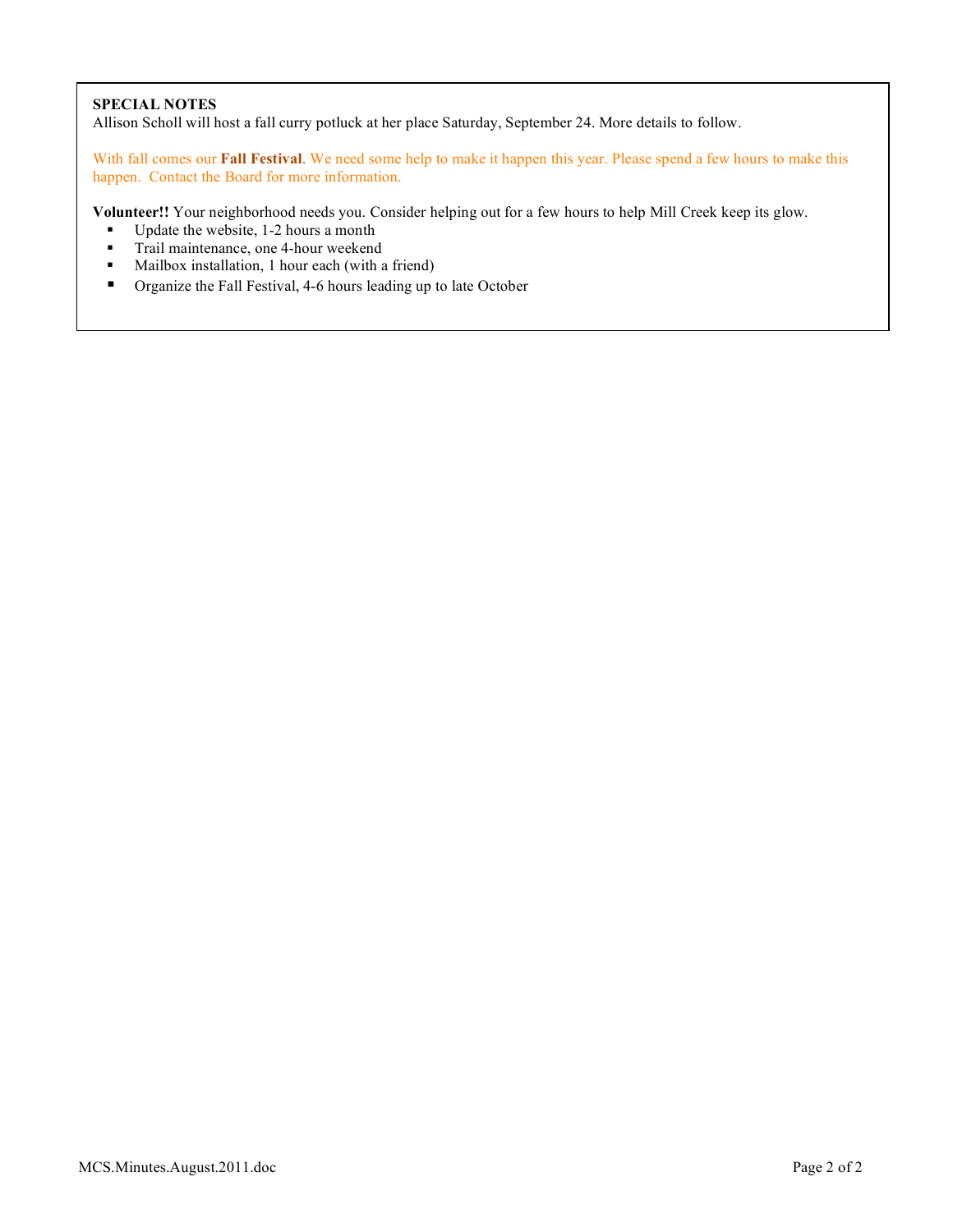**SPECIAL NOTES**

Allison Scholl will host a fall curry potluck at her place Saturday, September 24. More details to follow.

With fall comes our **Fall Festival**. We need some help to make it happen this year. Please spend a few hours to make this happen. Contact the Board for more information.

**Volunteer!!** Your neighborhood needs you. Consider helping out for a few hours to help Mill Creek keep its glow.

- Update the website, 1-2 hours a month
- Trail maintenance, one 4-hour weekend
- Mailbox installation, 1 hour each (with a friend)
- Organize the Fall Festival, 4-6 hours leading up to late October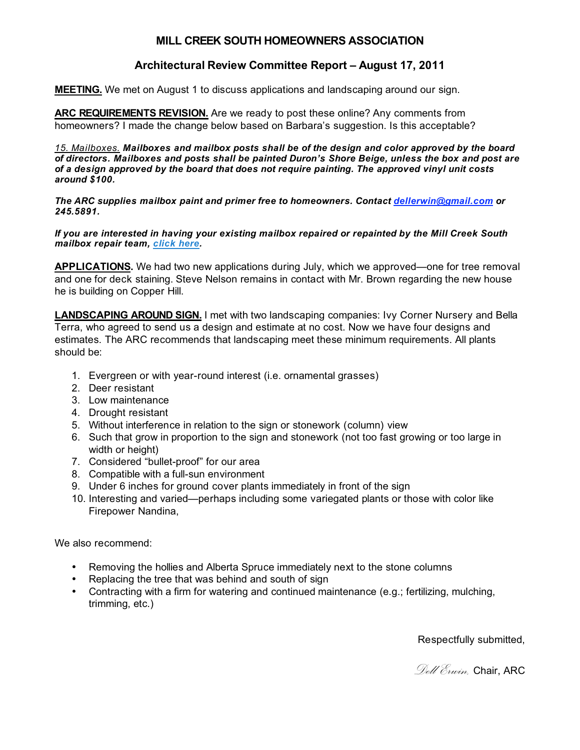# MILL CREEK SOUTH HOMEOWNERS ASSOCIATION

## Architectural Review Committee Report – August 17, 2011

**MEETING.** We met on August 1 to discuss applications and landscaping around our sign.

**ARC REQUIREMENTS REVISION.** Are we ready to post these online? Any comments from homeowners? I made the change below based on Barbara's suggestion. Is this acceptable?

*15. Mailboxes.* ***Mailboxes and mailbox posts shall be of the design and color approved by the board of directors. Mailboxes and posts shall be painted Duron's Shore Beige, unless the box and post are of a design approved by the board that does not require painting. The approved vinyl unit costs around $100.***

***The ARC supplies mailbox paint and primer free to homeowners. Contact dellerwin@gmail.com or 245.5891.***

***If you are interested in having your existing mailbox repaired or repainted by the Mill Creek South mailbox repair team, click here.***

**APPLICATIONS.** We had two new applications during July, which we approved—one for tree removal and one for deck staining. Steve Nelson remains in contact with Mr. Brown regarding the new house he is building on Copper Hill.

**LANDSCAPING AROUND SIGN.** I met with two landscaping companies: Ivy Corner Nursery and Bella Terra, who agreed to send us a design and estimate at no cost. Now we have four designs and estimates. The ARC recommends that landscaping meet these minimum requirements. All plants should be:

1. Evergreen or with year-round interest (i.e. ornamental grasses)
2. Deer resistant
3. Low maintenance
4. Drought resistant
5. Without interference in relation to the sign or stonework (column) view
6. Such that grow in proportion to the sign and stonework (not too fast growing or too large in width or height)
7. Considered "bullet-proof" for our area
8. Compatible with a full-sun environment
9. Under 6 inches for ground cover plants immediately in front of the sign
10. Interesting and varied—perhaps including some variegated plants or those with color like Firepower Nandina,

We also recommend:

- Removing the hollies and Alberta Spruce immediately next to the stone columns
- Replacing the tree that was behind and south of sign
- Contracting with a firm for watering and continued maintenance (e.g.; fertilizing, mulching, trimming, etc.)

Respectfully submitted,

*Dell Erwin,* Chair, ARC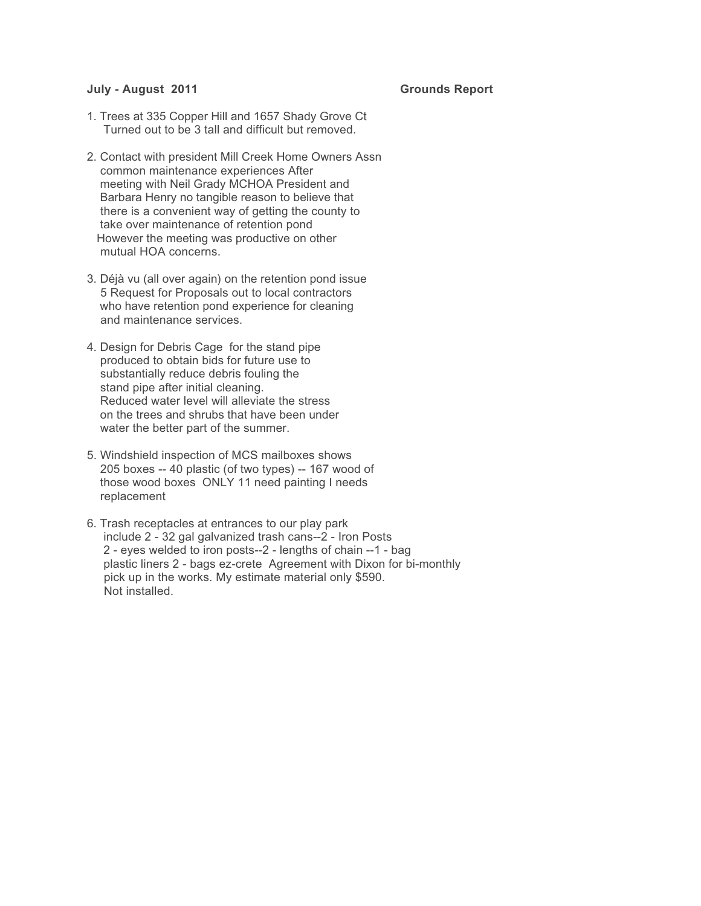**July - August 2011** **Grounds Report**

1. Trees at 335 Copper Hill and 1657 Shady Grove Ct
   Turned out to be 3 tall and difficult but removed.

2. Contact with president Mill Creek Home Owners Assn
   common maintenance experiences After
   meeting with Neil Grady MCHOA President and
   Barbara Henry no tangible reason to believe that
   there is a convenient way of getting the county to
   take over maintenance of retention pond
   However the meeting was productive on other
   mutual HOA concerns.

3. Déjà vu (all over again) on the retention pond issue
   5 Request for Proposals out to local contractors
   who have retention pond experience for cleaning
   and maintenance services.

4. Design for Debris Cage for the stand pipe
   produced to obtain bids for future use to
   substantially reduce debris fouling the
   stand pipe after initial cleaning.
   Reduced water level will alleviate the stress
   on the trees and shrubs that have been under
   water the better part of the summer.

5. Windshield inspection of MCS mailboxes shows
   205 boxes -- 40 plastic (of two types) -- 167 wood of
   those wood boxes ONLY 11 need painting I needs
   replacement

6. Trash receptacles at entrances to our play park
   include 2 - 32 gal galvanized trash cans--2 - Iron Posts
   2 - eyes welded to iron posts--2 - lengths of chain --1 - bag
   plastic liners 2 - bags ez-crete Agreement with Dixon for bi-monthly
   pick up in the works. My estimate material only $590.
   Not installed.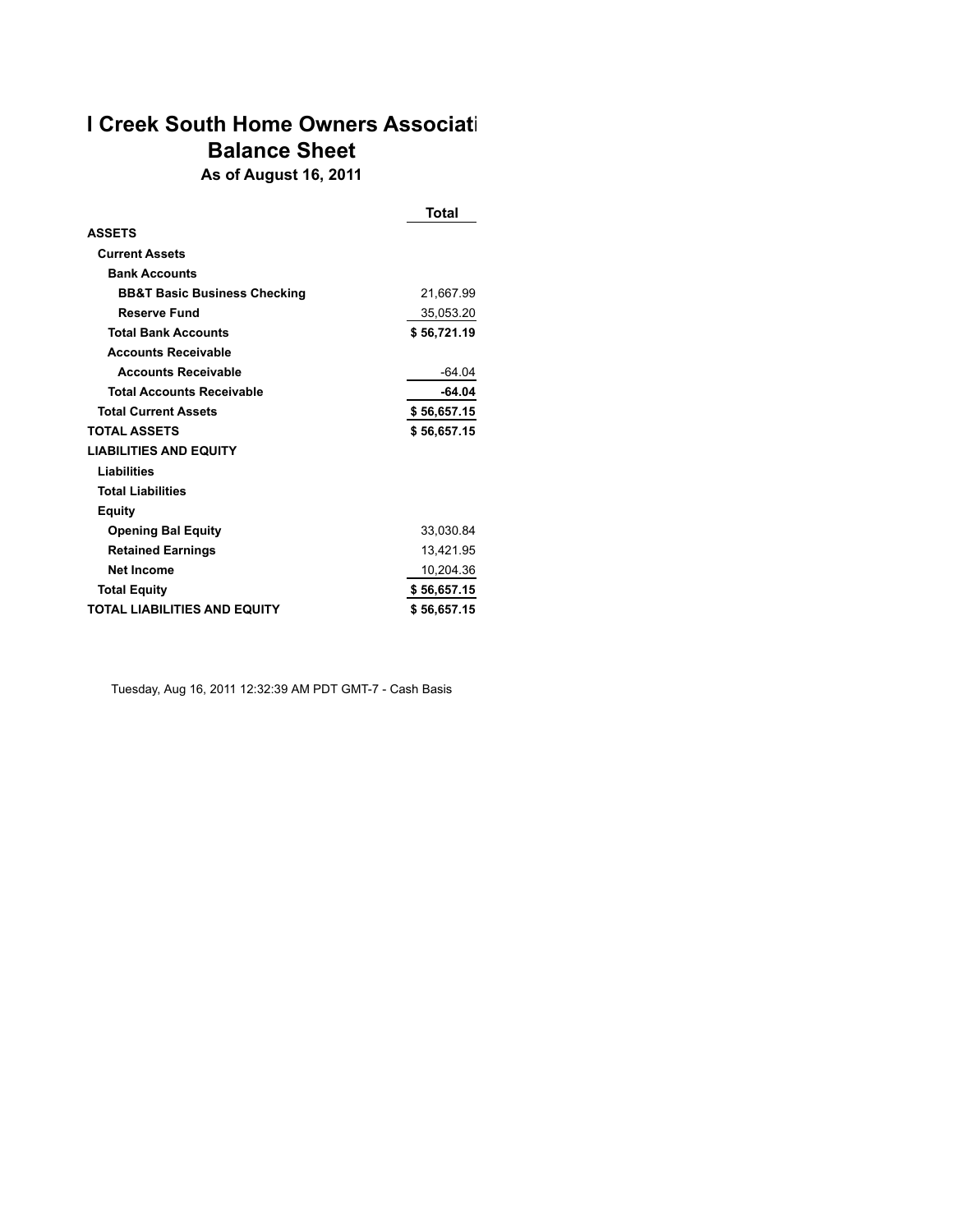# l Creek South Home Owners Associati

## Balance Sheet

### As of August 16, 2011

| | Total |
|---|---|
| **ASSETS** | |
| **Current Assets** | |
| **Bank Accounts** | |
| **BB&T Basic Business Checking** | 21,667.99 |
| **Reserve Fund** | 35,053.20 |
| **Total Bank Accounts** | **$ 56,721.19** |
| **Accounts Receivable** | |
| **Accounts Receivable** | -64.04 |
| **Total Accounts Receivable** | **-64.04** |
| **Total Current Assets** | **$ 56,657.15** |
| **TOTAL ASSETS** | **$ 56,657.15** |
| **LIABILITIES AND EQUITY** | |
| **Liabilities** | |
| **Total Liabilities** | |
| **Equity** | |
| **Opening Bal Equity** | 33,030.84 |
| **Retained Earnings** | 13,421.95 |
| **Net Income** | 10,204.36 |
| **Total Equity** | **$ 56,657.15** |
| **TOTAL LIABILITIES AND EQUITY** | **$ 56,657.15** |

Tuesday, Aug 16, 2011 12:32:39 AM PDT GMT-7 - Cash Basis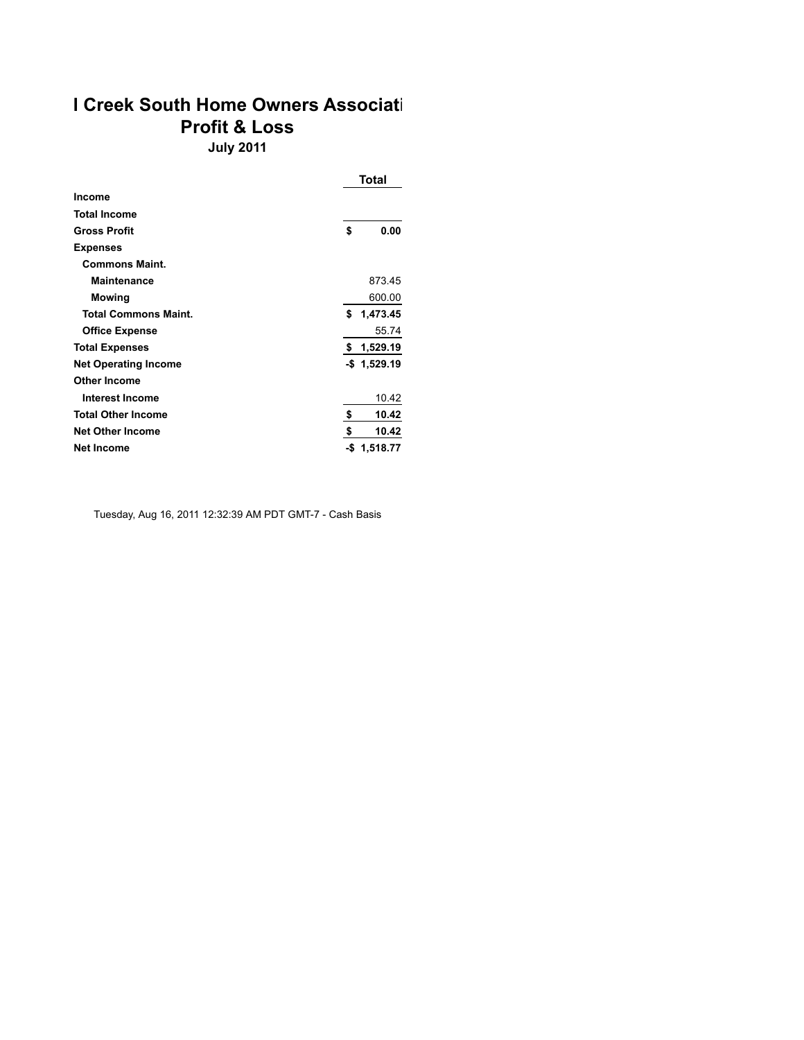# l Creek South Home Owners Associati
## Profit & Loss
### July 2011

| | Total |
|---|---|
| **Income** | |
| **Total Income** | |
| **Gross Profit** | **$ 0.00** |
| **Expenses** | |
| **Commons Maint.** | |
| **Maintenance** | 873.45 |
| **Mowing** | 600.00 |
| **Total Commons Maint.** | **$ 1,473.45** |
| **Office Expense** | 55.74 |
| **Total Expenses** | **$ 1,529.19** |
| **Net Operating Income** | **-$ 1,529.19** |
| **Other Income** | |
| **Interest Income** | 10.42 |
| **Total Other Income** | **$ 10.42** |
| **Net Other Income** | **$ 10.42** |
| **Net Income** | **-$ 1,518.77** |

Tuesday, Aug 16, 2011 12:32:39 AM PDT GMT-7 - Cash Basis